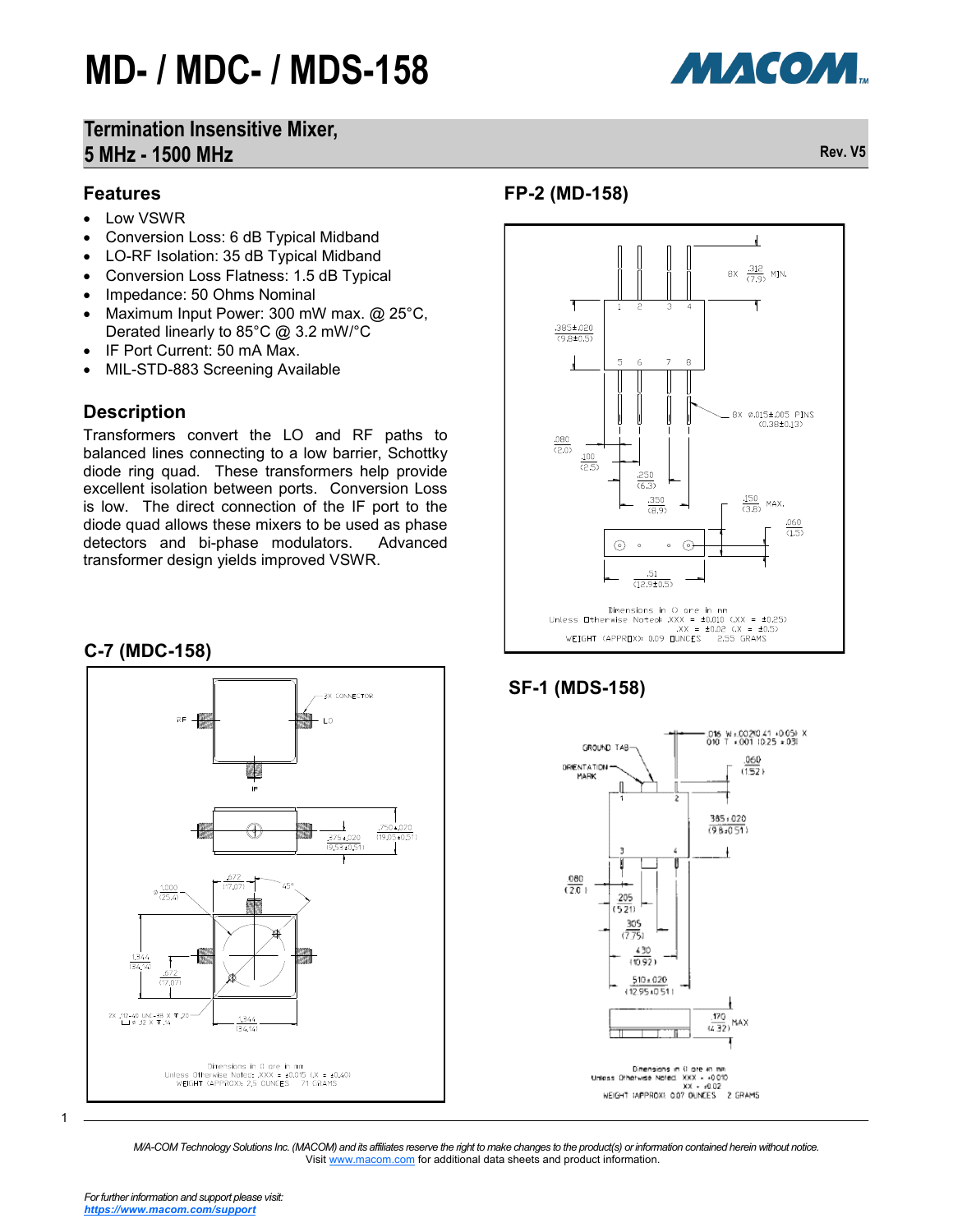# MD- / MDC- / MDS-158

## Termination Insensitive Mixer, 5 MHz - 1500 MHz

Rev. V5

## Features

- Low VSWR
- Conversion Loss: 6 dB Typical Midband
- LO-RF Isolation: 35 dB Typical Midband
- Conversion Loss Flatness: 1.5 dB Typical
- Impedance: 50 Ohms Nominal
- Maximum Input Power: 300 mW max. @ 25°C, Derated linearly to 85°C @ 3.2 mW/°C
- IF Port Current: 50 mA Max.
- MIL-STD-883 Screening Available

## Description

Transformers convert the LO and RF paths to balanced lines connecting to a low barrier, Schottky diode ring quad. These transformers help provide excellent isolation between ports. Conversion Loss is low. The direct connection of the IF port to the diode quad allows these mixers to be used as phase detectors and bi-phase modulators. Advanced transformer design yields improved VSWR.

## FP-2 (MD-158)

Dimensions in () are in mm
Unless Otherwise Noted: .XXX = ±0.010 (.XX = ±0.25)
.XX = ±0.02 (.X = ±0.5)
WEIGHT (APPROX): 0.09 OUNCES 2.55 GRAMS

## C-7 (MDC-158)

Dimensions in () are in mm
Unless Otherwise Noted: .XXX = ±0.015 (.X = ±0.40)
WEIGHT (APPROX): 2.5 OUNCES 71 GRAMS

## SF-1 (MDS-158)

Dimensions in () are in mm
Unless Otherwise Noted: .XXX = ±0.010
.XX = ±0.02
WEIGHT (APPROX): 0.07 OUNCES 2 GRAMS

*M/A-COM Technology Solutions Inc. (MACOM) and its affiliates reserve the right to make changes to the product(s) or information contained herein without notice.*
Visit www.macom.com for additional data sheets and product information.

*For further information and support please visit:*
***https://www.macom.com/support***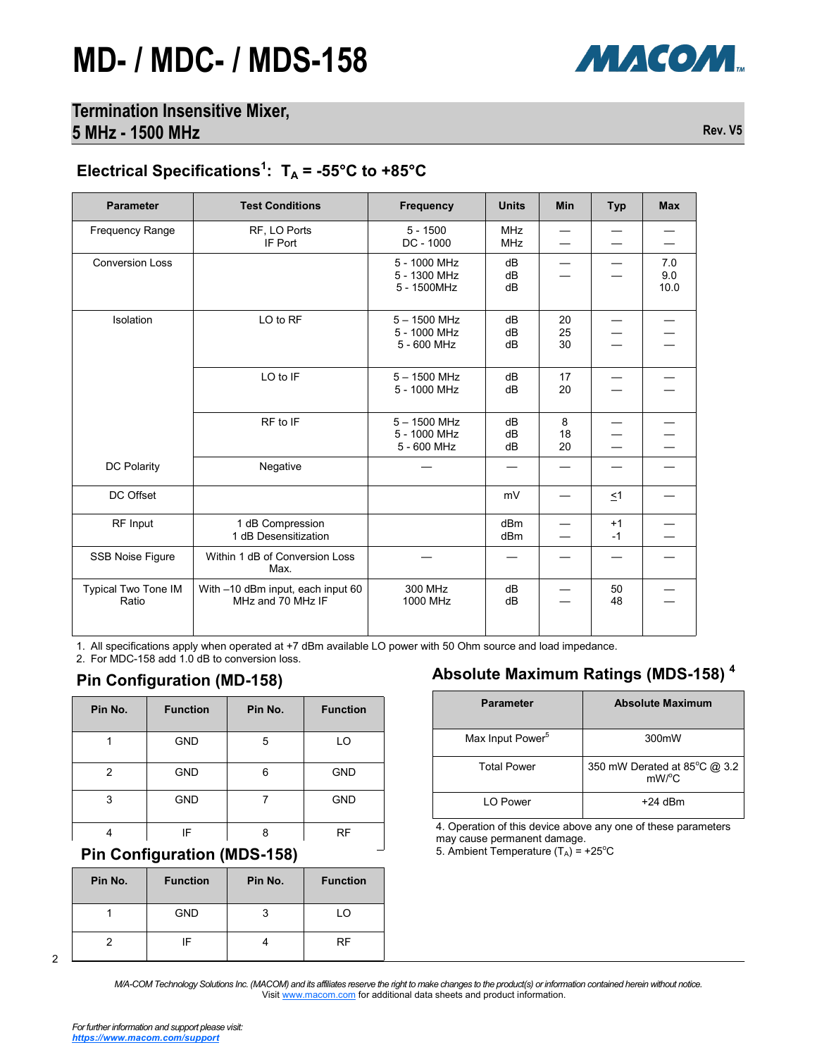# MD- / MDC- / MDS-158

## Termination Insensitive Mixer, 5 MHz - 1500 MHz

Rev. V5

## Electrical Specifications[1]: $T_A$ = -55°C to +85°C

| Parameter | Test Conditions | Frequency | Units | Min | Typ | Max |
|---|---|---|---|---|---|---|
| Frequency Range | RF, LO Ports<br>IF Port | 5 - 1500<br>DC - 1000 | MHz<br>MHz | —<br>— | —<br>— | —<br>— |
| Conversion Loss | | 5 - 1000 MHz<br>5 - 1300 MHz<br>5 - 1500MHz | dB<br>dB<br>dB | —<br>— | —<br>— | 7.0<br>9.0<br>10.0 |
| Isolation | LO to RF | 5 – 1500 MHz<br>5 - 1000 MHz<br>5 - 600 MHz | dB<br>dB<br>dB | 20<br>25<br>30 | —<br>—<br>— | —<br>—<br>— |
| | LO to IF | 5 – 1500 MHz<br>5 - 1000 MHz | dB<br>dB | 17<br>20 | —<br>— | —<br>— |
| | RF to IF | 5 – 1500 MHz<br>5 - 1000 MHz<br>5 - 600 MHz | dB<br>dB<br>dB | 8<br>18<br>20 | —<br>—<br>— | —<br>—<br>— |
| DC Polarity | Negative | — | — | — | — | — |
| DC Offset | | | mV | — | ≤1 | — |
| RF Input | 1 dB Compression<br>1 dB Desensitization | | dBm<br>dBm | —<br>— | +1<br>-1 | —<br>— |
| SSB Noise Figure | Within 1 dB of Conversion Loss Max. | — | — | — | — | — |
| Typical Two Tone IM Ratio | With –10 dBm input, each input 60 MHz and 70 MHz IF | 300 MHz<br>1000 MHz | dB<br>dB | —<br>— | 50<br>48 | —<br>— |

1. All specifications apply when operated at +7 dBm available LO power with 50 Ohm source and load impedance.
2. For MDC-158 add 1.0 dB to conversion loss.

## Pin Configuration (MD-158)

| Pin No. | Function | Pin No. | Function |
|---|---|---|---|
| 1 | GND | 5 | LO |
| 2 | GND | 6 | GND |
| 3 | GND | 7 | GND |
| 4 | IF | 8 | RF |

## Pin Configuration (MDS-158)

| Pin No. | Function | Pin No. | Function |
|---|---|---|---|
| 1 | GND | 3 | LO |
| 2 | IF | 4 | RF |

## Absolute Maximum Ratings (MDS-158)[4]

| Parameter | Absolute Maximum |
|---|---|
| Max Input Power[5] | 300mW |
| Total Power | 350 mW Derated at 85°C @ 3.2 mW/°C |
| LO Power | +24 dBm |

4. Operation of this device above any one of these parameters may cause permanent damage.
5. Ambient Temperature ($T_A$) = +25°C

*M/A-COM Technology Solutions Inc. (MACOM) and its affiliates reserve the right to make changes to the product(s) or information contained herein without notice.*
Visit www.macom.com for additional data sheets and product information.

*For further information and support please visit:*
*https://www.macom.com/support*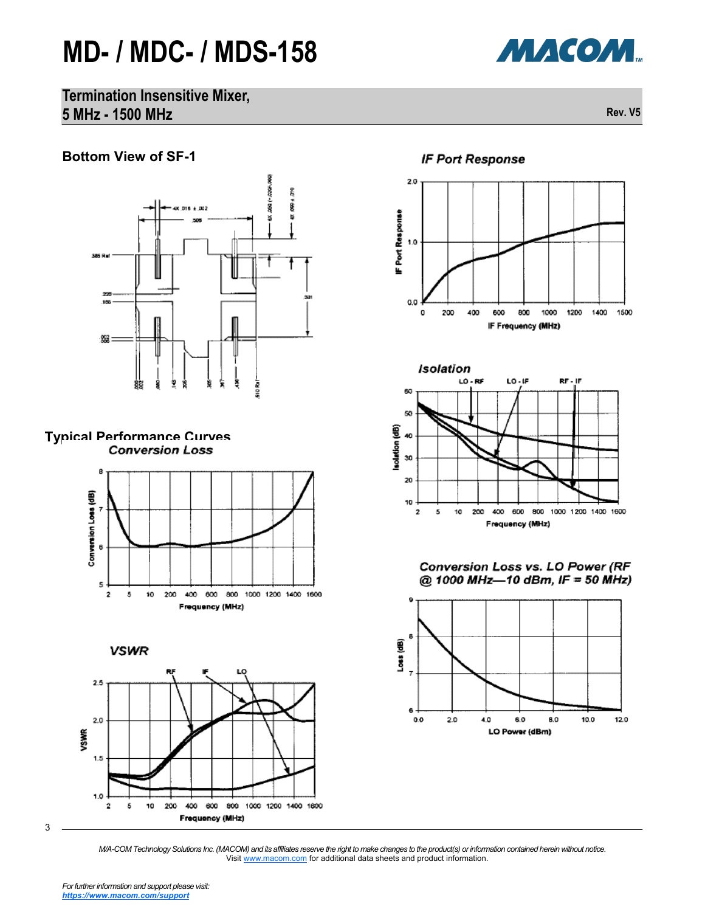## Termination Insensitive Mixer, 5 MHz - 1500 MHz

Rev. V5

### Bottom View of SF-1

### Typical Performance Curves

#### Conversion Loss

#### VSWR

#### IF Port Response

#### Isolation

#### Conversion Loss vs. LO Power (RF @ 1000 MHz—10 dBm, IF = 50 MHz)

*M/A-COM Technology Solutions Inc. (MACOM) and its affiliates reserve the right to make changes to the product(s) or information contained herein without notice.*
Visit www.macom.com for additional data sheets and product information.

*For further information and support please visit:*
***https://www.macom.com/support***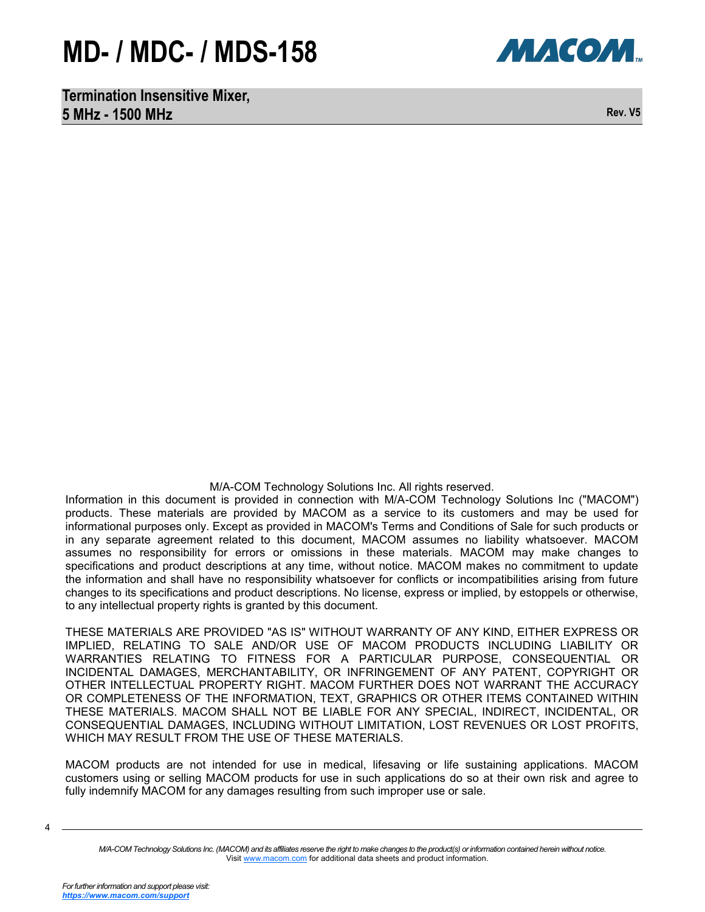M/A-COM Technology Solutions Inc. All rights reserved.

Information in this document is provided in connection with M/A-COM Technology Solutions Inc ("MACOM") products. These materials are provided by MACOM as a service to its customers and may be used for informational purposes only. Except as provided in MACOM's Terms and Conditions of Sale for such products or in any separate agreement related to this document, MACOM assumes no liability whatsoever. MACOM assumes no responsibility for errors or omissions in these materials. MACOM may make changes to specifications and product descriptions at any time, without notice. MACOM makes no commitment to update the information and shall have no responsibility whatsoever for conflicts or incompatibilities arising from future changes to its specifications and product descriptions. No license, express or implied, by estoppels or otherwise, to any intellectual property rights is granted by this document.

THESE MATERIALS ARE PROVIDED "AS IS" WITHOUT WARRANTY OF ANY KIND, EITHER EXPRESS OR IMPLIED, RELATING TO SALE AND/OR USE OF MACOM PRODUCTS INCLUDING LIABILITY OR WARRANTIES RELATING TO FITNESS FOR A PARTICULAR PURPOSE, CONSEQUENTIAL OR INCIDENTAL DAMAGES, MERCHANTABILITY, OR INFRINGEMENT OF ANY PATENT, COPYRIGHT OR OTHER INTELLECTUAL PROPERTY RIGHT. MACOM FURTHER DOES NOT WARRANT THE ACCURACY OR COMPLETENESS OF THE INFORMATION, TEXT, GRAPHICS OR OTHER ITEMS CONTAINED WITHIN THESE MATERIALS. MACOM SHALL NOT BE LIABLE FOR ANY SPECIAL, INDIRECT, INCIDENTAL, OR CONSEQUENTIAL DAMAGES, INCLUDING WITHOUT LIMITATION, LOST REVENUES OR LOST PROFITS, WHICH MAY RESULT FROM THE USE OF THESE MATERIALS.

MACOM products are not intended for use in medical, lifesaving or life sustaining applications. MACOM customers using or selling MACOM products for use in such applications do so at their own risk and agree to fully indemnify MACOM for any damages resulting from such improper use or sale.